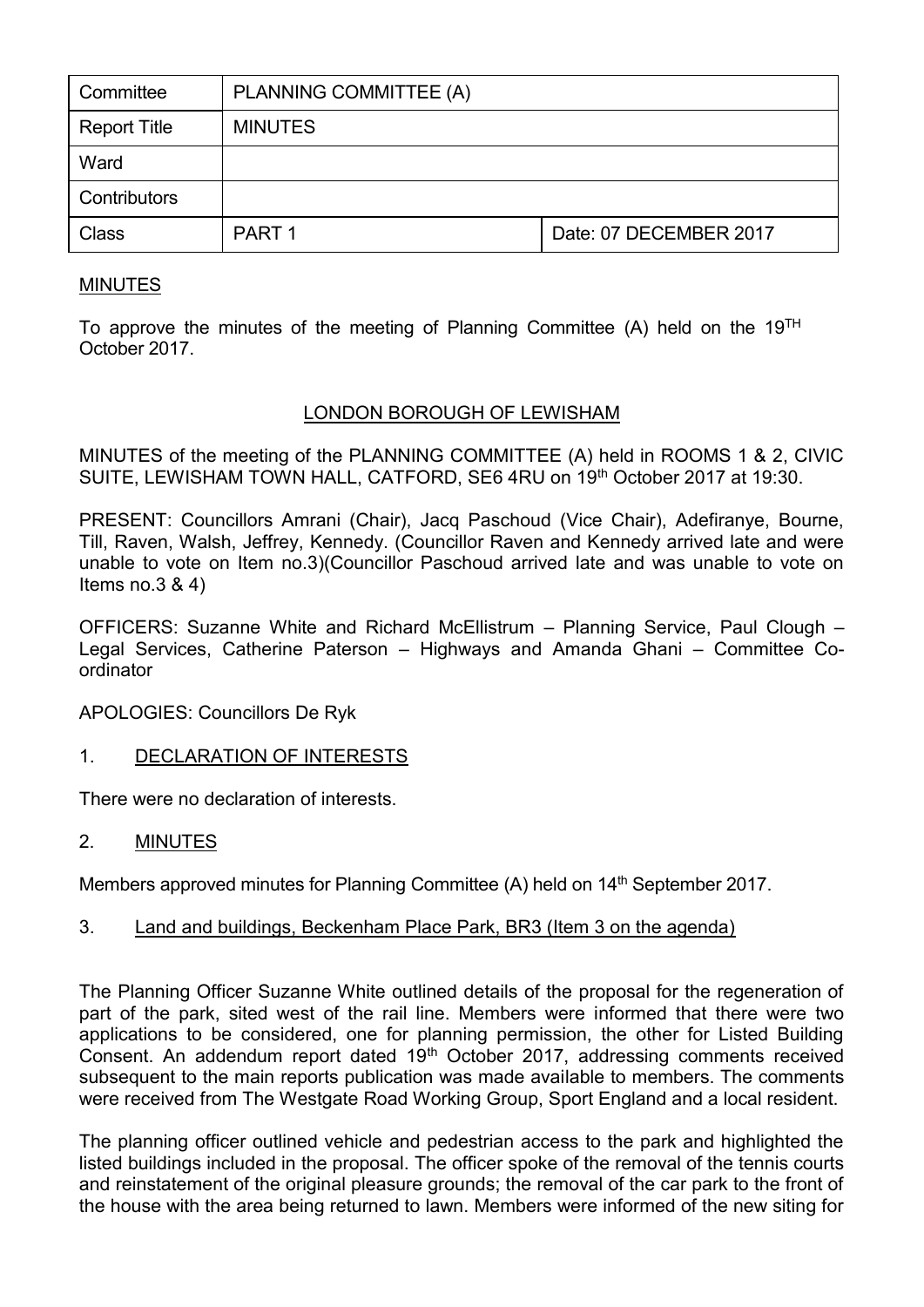| | | |
|---|---|---|
| Committee | PLANNING COMMITTEE (A) | |
| Report Title | MINUTES | |
| Ward | | |
| Contributors | | |
| Class | PART 1 | Date: 07 DECEMBER 2017 |

MINUTES

To approve the minutes of the meeting of Planning Committee (A) held on the 19TH October 2017.

LONDON BOROUGH OF LEWISHAM

MINUTES of the meeting of the PLANNING COMMITTEE (A) held in ROOMS 1 & 2, CIVIC SUITE, LEWISHAM TOWN HALL, CATFORD, SE6 4RU on 19th October 2017 at 19:30.

PRESENT: Councillors Amrani (Chair), Jacq Paschoud (Vice Chair), Adefiranye, Bourne, Till, Raven, Walsh, Jeffrey, Kennedy. (Councillor Raven and Kennedy arrived late and were unable to vote on Item no.3)(Councillor Paschoud arrived late and was unable to vote on Items no.3 & 4)

OFFICERS: Suzanne White and Richard McEllistrum – Planning Service, Paul Clough – Legal Services, Catherine Paterson – Highways and Amanda Ghani – Committee Co-ordinator

APOLOGIES: Councillors De Ryk

1. DECLARATION OF INTERESTS

There were no declaration of interests.

2. MINUTES

Members approved minutes for Planning Committee (A) held on 14th September 2017.

3. Land and buildings, Beckenham Place Park, BR3 (Item 3 on the agenda)

The Planning Officer Suzanne White outlined details of the proposal for the regeneration of part of the park, sited west of the rail line. Members were informed that there were two applications to be considered, one for planning permission, the other for Listed Building Consent. An addendum report dated 19th October 2017, addressing comments received subsequent to the main reports publication was made available to members. The comments were received from The Westgate Road Working Group, Sport England and a local resident.

The planning officer outlined vehicle and pedestrian access to the park and highlighted the listed buildings included in the proposal. The officer spoke of the removal of the tennis courts and reinstatement of the original pleasure grounds; the removal of the car park to the front of the house with the area being returned to lawn. Members were informed of the new siting for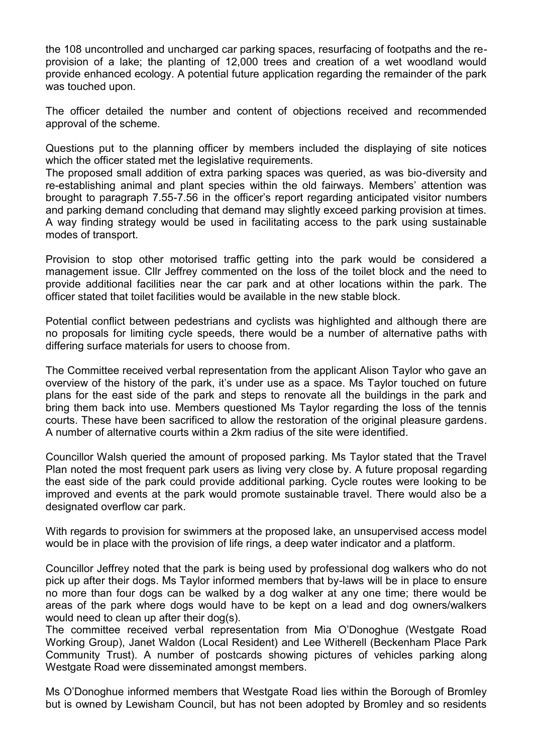the 108 uncontrolled and uncharged car parking spaces, resurfacing of footpaths and the re-provision of a lake; the planting of 12,000 trees and creation of a wet woodland would provide enhanced ecology. A potential future application regarding the remainder of the park was touched upon.

The officer detailed the number and content of objections received and recommended approval of the scheme.

Questions put to the planning officer by members included the displaying of site notices which the officer stated met the legislative requirements.
The proposed small addition of extra parking spaces was queried, as was bio-diversity and re-establishing animal and plant species within the old fairways. Members' attention was brought to paragraph 7.55-7.56 in the officer's report regarding anticipated visitor numbers and parking demand concluding that demand may slightly exceed parking provision at times. A way finding strategy would be used in facilitating access to the park using sustainable modes of transport.

Provision to stop other motorised traffic getting into the park would be considered a management issue. Cllr Jeffrey commented on the loss of the toilet block and the need to provide additional facilities near the car park and at other locations within the park. The officer stated that toilet facilities would be available in the new stable block.

Potential conflict between pedestrians and cyclists was highlighted and although there are no proposals for limiting cycle speeds, there would be a number of alternative paths with differing surface materials for users to choose from.

The Committee received verbal representation from the applicant Alison Taylor who gave an overview of the history of the park, it's under use as a space. Ms Taylor touched on future plans for the east side of the park and steps to renovate all the buildings in the park and bring them back into use. Members questioned Ms Taylor regarding the loss of the tennis courts. These have been sacrificed to allow the restoration of the original pleasure gardens. A number of alternative courts within a 2km radius of the site were identified.

Councillor Walsh queried the amount of proposed parking. Ms Taylor stated that the Travel Plan noted the most frequent park users as living very close by. A future proposal regarding the east side of the park could provide additional parking. Cycle routes were looking to be improved and events at the park would promote sustainable travel. There would also be a designated overflow car park.

With regards to provision for swimmers at the proposed lake, an unsupervised access model would be in place with the provision of life rings, a deep water indicator and a platform.

Councillor Jeffrey noted that the park is being used by professional dog walkers who do not pick up after their dogs. Ms Taylor informed members that by-laws will be in place to ensure no more than four dogs can be walked by a dog walker at any one time; there would be areas of the park where dogs would have to be kept on a lead and dog owners/walkers would need to clean up after their dog(s).
The committee received verbal representation from Mia O'Donoghue (Westgate Road Working Group), Janet Waldon (Local Resident) and Lee Witherell (Beckenham Place Park Community Trust). A number of postcards showing pictures of vehicles parking along Westgate Road were disseminated amongst members.

Ms O'Donoghue informed members that Westgate Road lies within the Borough of Bromley but is owned by Lewisham Council, but has not been adopted by Bromley and so residents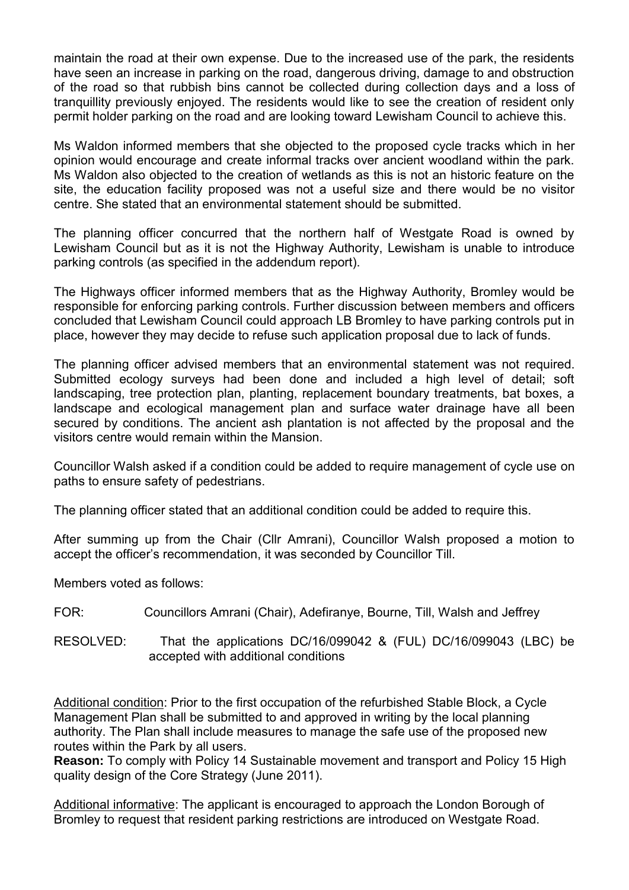maintain the road at their own expense. Due to the increased use of the park, the residents have seen an increase in parking on the road, dangerous driving, damage to and obstruction of the road so that rubbish bins cannot be collected during collection days and a loss of tranquillity previously enjoyed. The residents would like to see the creation of resident only permit holder parking on the road and are looking toward Lewisham Council to achieve this.

Ms Waldon informed members that she objected to the proposed cycle tracks which in her opinion would encourage and create informal tracks over ancient woodland within the park. Ms Waldon also objected to the creation of wetlands as this is not an historic feature on the site, the education facility proposed was not a useful size and there would be no visitor centre. She stated that an environmental statement should be submitted.

The planning officer concurred that the northern half of Westgate Road is owned by Lewisham Council but as it is not the Highway Authority, Lewisham is unable to introduce parking controls (as specified in the addendum report).

The Highways officer informed members that as the Highway Authority, Bromley would be responsible for enforcing parking controls. Further discussion between members and officers concluded that Lewisham Council could approach LB Bromley to have parking controls put in place, however they may decide to refuse such application proposal due to lack of funds.

The planning officer advised members that an environmental statement was not required. Submitted ecology surveys had been done and included a high level of detail; soft landscaping, tree protection plan, planting, replacement boundary treatments, bat boxes, a landscape and ecological management plan and surface water drainage have all been secured by conditions. The ancient ash plantation is not affected by the proposal and the visitors centre would remain within the Mansion.

Councillor Walsh asked if a condition could be added to require management of cycle use on paths to ensure safety of pedestrians.

The planning officer stated that an additional condition could be added to require this.

After summing up from the Chair (Cllr Amrani), Councillor Walsh proposed a motion to accept the officer's recommendation, it was seconded by Councillor Till.

Members voted as follows:

FOR: Councillors Amrani (Chair), Adefiranye, Bourne, Till, Walsh and Jeffrey

RESOLVED: That the applications DC/16/099042 & (FUL) DC/16/099043 (LBC) be accepted with additional conditions

Additional condition: Prior to the first occupation of the refurbished Stable Block, a Cycle Management Plan shall be submitted to and approved in writing by the local planning authority. The Plan shall include measures to manage the safe use of the proposed new routes within the Park by all users.
**Reason:** To comply with Policy 14 Sustainable movement and transport and Policy 15 High quality design of the Core Strategy (June 2011).

Additional informative: The applicant is encouraged to approach the London Borough of Bromley to request that resident parking restrictions are introduced on Westgate Road.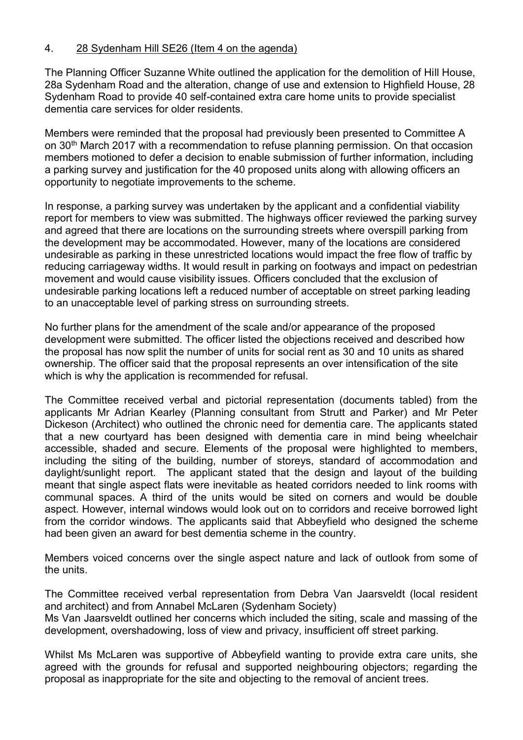4. <u>28 Sydenham Hill SE26 (Item 4 on the agenda)</u>

The Planning Officer Suzanne White outlined the application for the demolition of Hill House, 28a Sydenham Road and the alteration, change of use and extension to Highfield House, 28 Sydenham Road to provide 40 self-contained extra care home units to provide specialist dementia care services for older residents.

Members were reminded that the proposal had previously been presented to Committee A on 30th March 2017 with a recommendation to refuse planning permission. On that occasion members motioned to defer a decision to enable submission of further information, including a parking survey and justification for the 40 proposed units along with allowing officers an opportunity to negotiate improvements to the scheme.

In response, a parking survey was undertaken by the applicant and a confidential viability report for members to view was submitted. The highways officer reviewed the parking survey and agreed that there are locations on the surrounding streets where overspill parking from the development may be accommodated. However, many of the locations are considered undesirable as parking in these unrestricted locations would impact the free flow of traffic by reducing carriageway widths. It would result in parking on footways and impact on pedestrian movement and would cause visibility issues. Officers concluded that the exclusion of undesirable parking locations left a reduced number of acceptable on street parking leading to an unacceptable level of parking stress on surrounding streets.

No further plans for the amendment of the scale and/or appearance of the proposed development were submitted. The officer listed the objections received and described how the proposal has now split the number of units for social rent as 30 and 10 units as shared ownership. The officer said that the proposal represents an over intensification of the site which is why the application is recommended for refusal.

The Committee received verbal and pictorial representation (documents tabled) from the applicants Mr Adrian Kearley (Planning consultant from Strutt and Parker) and Mr Peter Dickeson (Architect) who outlined the chronic need for dementia care. The applicants stated that a new courtyard has been designed with dementia care in mind being wheelchair accessible, shaded and secure. Elements of the proposal were highlighted to members, including the siting of the building, number of storeys, standard of accommodation and daylight/sunlight report. The applicant stated that the design and layout of the building meant that single aspect flats were inevitable as heated corridors needed to link rooms with communal spaces. A third of the units would be sited on corners and would be double aspect. However, internal windows would look out on to corridors and receive borrowed light from the corridor windows. The applicants said that Abbeyfield who designed the scheme had been given an award for best dementia scheme in the country.

Members voiced concerns over the single aspect nature and lack of outlook from some of the units.

The Committee received verbal representation from Debra Van Jaarsveldt (local resident and architect) and from Annabel McLaren (Sydenham Society)
Ms Van Jaarsveldt outlined her concerns which included the siting, scale and massing of the development, overshadowing, loss of view and privacy, insufficient off street parking.

Whilst Ms McLaren was supportive of Abbeyfield wanting to provide extra care units, she agreed with the grounds for refusal and supported neighbouring objectors; regarding the proposal as inappropriate for the site and objecting to the removal of ancient trees.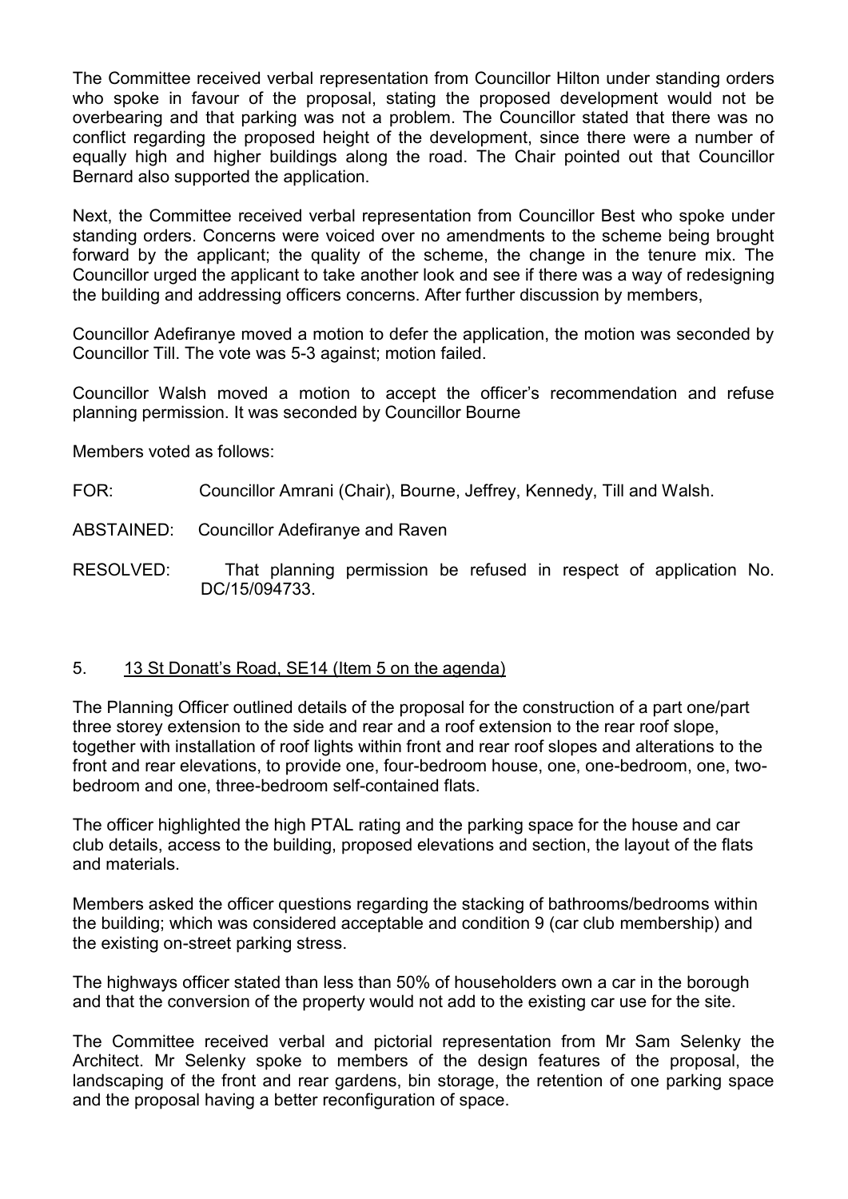The Committee received verbal representation from Councillor Hilton under standing orders who spoke in favour of the proposal, stating the proposed development would not be overbearing and that parking was not a problem. The Councillor stated that there was no conflict regarding the proposed height of the development, since there were a number of equally high and higher buildings along the road. The Chair pointed out that Councillor Bernard also supported the application.

Next, the Committee received verbal representation from Councillor Best who spoke under standing orders. Concerns were voiced over no amendments to the scheme being brought forward by the applicant; the quality of the scheme, the change in the tenure mix. The Councillor urged the applicant to take another look and see if there was a way of redesigning the building and addressing officers concerns. After further discussion by members,

Councillor Adefiranye moved a motion to defer the application, the motion was seconded by Councillor Till. The vote was 5-3 against; motion failed.

Councillor Walsh moved a motion to accept the officer's recommendation and refuse planning permission. It was seconded by Councillor Bourne

Members voted as follows:

FOR: Councillor Amrani (Chair), Bourne, Jeffrey, Kennedy, Till and Walsh.

ABSTAINED: Councillor Adefiranye and Raven

RESOLVED: That planning permission be refused in respect of application No. DC/15/094733.

5. 13 St Donatt's Road, SE14 (Item 5 on the agenda)

The Planning Officer outlined details of the proposal for the construction of a part one/part three storey extension to the side and rear and a roof extension to the rear roof slope, together with installation of roof lights within front and rear roof slopes and alterations to the front and rear elevations, to provide one, four-bedroom house, one, one-bedroom, one, two-bedroom and one, three-bedroom self-contained flats.

The officer highlighted the high PTAL rating and the parking space for the house and car club details, access to the building, proposed elevations and section, the layout of the flats and materials.

Members asked the officer questions regarding the stacking of bathrooms/bedrooms within the building; which was considered acceptable and condition 9 (car club membership) and the existing on-street parking stress.

The highways officer stated than less than 50% of householders own a car in the borough and that the conversion of the property would not add to the existing car use for the site.

The Committee received verbal and pictorial representation from Mr Sam Selenky the Architect. Mr Selenky spoke to members of the design features of the proposal, the landscaping of the front and rear gardens, bin storage, the retention of one parking space and the proposal having a better reconfiguration of space.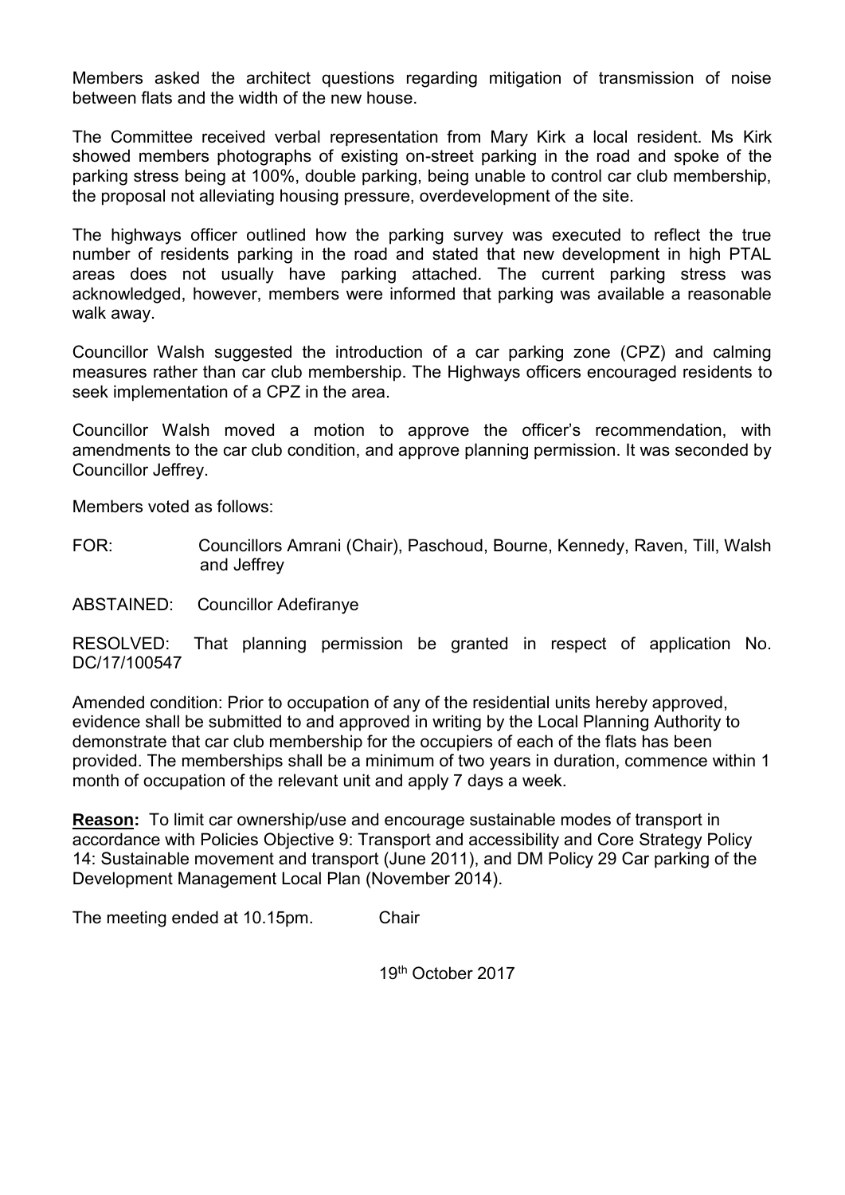Members asked the architect questions regarding mitigation of transmission of noise between flats and the width of the new house.

The Committee received verbal representation from Mary Kirk a local resident. Ms Kirk showed members photographs of existing on-street parking in the road and spoke of the parking stress being at 100%, double parking, being unable to control car club membership, the proposal not alleviating housing pressure, overdevelopment of the site.

The highways officer outlined how the parking survey was executed to reflect the true number of residents parking in the road and stated that new development in high PTAL areas does not usually have parking attached. The current parking stress was acknowledged, however, members were informed that parking was available a reasonable walk away.

Councillor Walsh suggested the introduction of a car parking zone (CPZ) and calming measures rather than car club membership. The Highways officers encouraged residents to seek implementation of a CPZ in the area.

Councillor Walsh moved a motion to approve the officer's recommendation, with amendments to the car club condition, and approve planning permission. It was seconded by Councillor Jeffrey.

Members voted as follows:

FOR: Councillors Amrani (Chair), Paschoud, Bourne, Kennedy, Raven, Till, Walsh and Jeffrey

ABSTAINED: Councillor Adefiranye

RESOLVED: That planning permission be granted in respect of application No. DC/17/100547

Amended condition: Prior to occupation of any of the residential units hereby approved, evidence shall be submitted to and approved in writing by the Local Planning Authority to demonstrate that car club membership for the occupiers of each of the flats has been provided. The memberships shall be a minimum of two years in duration, commence within 1 month of occupation of the relevant unit and apply 7 days a week.

**Reason:** To limit car ownership/use and encourage sustainable modes of transport in accordance with Policies Objective 9: Transport and accessibility and Core Strategy Policy 14: Sustainable movement and transport (June 2011), and DM Policy 29 Car parking of the Development Management Local Plan (November 2014).

The meeting ended at 10.15pm. Chair

19th October 2017